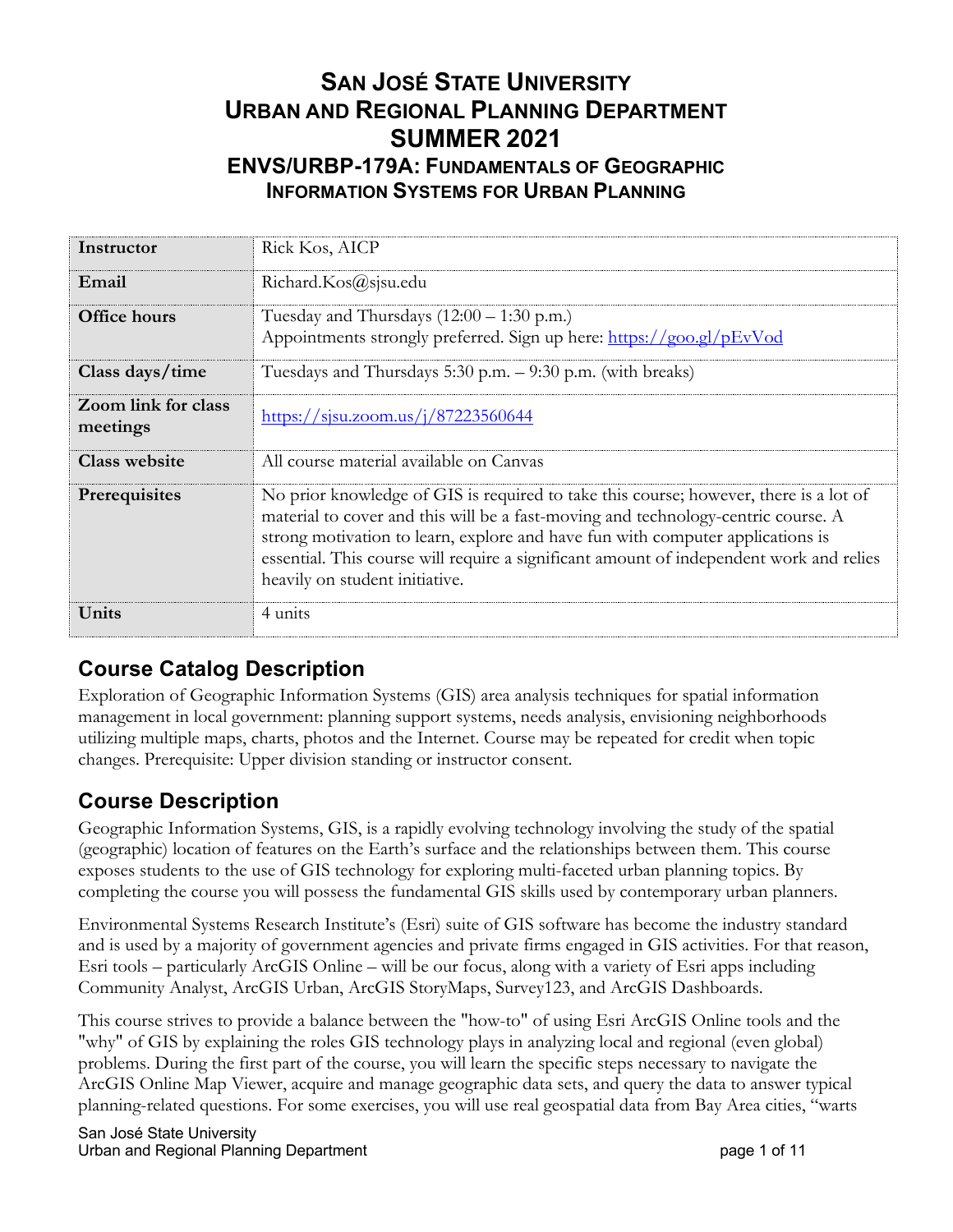# SAN JOSÉ STATE UNIVERSITY
# URBAN AND REGIONAL PLANNING DEPARTMENT
# SUMMER 2021
## ENVS/URBP-179A: FUNDAMENTALS OF GEOGRAPHIC INFORMATION SYSTEMS FOR URBAN PLANNING

| | |
|---|---|
| **Instructor** | Rick Kos, AICP |
| **Email** | Richard.Kos@sjsu.edu |
| **Office hours** | Tuesday and Thursdays (12:00 – 1:30 p.m.)<br>Appointments strongly preferred. Sign up here: https://goo.gl/pEvVod |
| **Class days/time** | Tuesdays and Thursdays 5:30 p.m. – 9:30 p.m. (with breaks) |
| **Zoom link for class meetings** | https://sjsu.zoom.us/j/87223560644 |
| **Class website** | All course material available on Canvas |
| **Prerequisites** | No prior knowledge of GIS is required to take this course; however, there is a lot of material to cover and this will be a fast-moving and technology-centric course. A strong motivation to learn, explore and have fun with computer applications is essential. This course will require a significant amount of independent work and relies heavily on student initiative. |
| **Units** | 4 units |

## Course Catalog Description

Exploration of Geographic Information Systems (GIS) area analysis techniques for spatial information management in local government: planning support systems, needs analysis, envisioning neighborhoods utilizing multiple maps, charts, photos and the Internet. Course may be repeated for credit when topic changes. Prerequisite: Upper division standing or instructor consent.

## Course Description

Geographic Information Systems, GIS, is a rapidly evolving technology involving the study of the spatial (geographic) location of features on the Earth's surface and the relationships between them. This course exposes students to the use of GIS technology for exploring multi-faceted urban planning topics. By completing the course you will possess the fundamental GIS skills used by contemporary urban planners.

Environmental Systems Research Institute's (Esri) suite of GIS software has become the industry standard and is used by a majority of government agencies and private firms engaged in GIS activities. For that reason, Esri tools – particularly ArcGIS Online – will be our focus, along with a variety of Esri apps including Community Analyst, ArcGIS Urban, ArcGIS StoryMaps, Survey123, and ArcGIS Dashboards.

This course strives to provide a balance between the "how-to" of using Esri ArcGIS Online tools and the "why" of GIS by explaining the roles GIS technology plays in analyzing local and regional (even global) problems. During the first part of the course, you will learn the specific steps necessary to navigate the ArcGIS Online Map Viewer, acquire and manage geographic data sets, and query the data to answer typical planning-related questions. For some exercises, you will use real geospatial data from Bay Area cities, "warts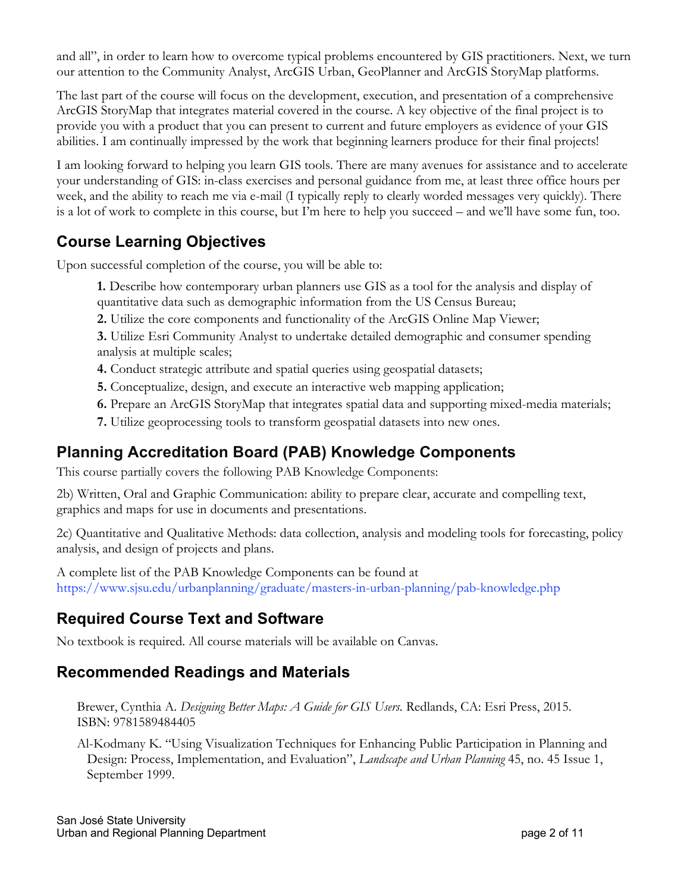and all", in order to learn how to overcome typical problems encountered by GIS practitioners. Next, we turn our attention to the Community Analyst, ArcGIS Urban, GeoPlanner and ArcGIS StoryMap platforms.

The last part of the course will focus on the development, execution, and presentation of a comprehensive ArcGIS StoryMap that integrates material covered in the course. A key objective of the final project is to provide you with a product that you can present to current and future employers as evidence of your GIS abilities. I am continually impressed by the work that beginning learners produce for their final projects!

I am looking forward to helping you learn GIS tools. There are many avenues for assistance and to accelerate your understanding of GIS: in-class exercises and personal guidance from me, at least three office hours per week, and the ability to reach me via e-mail (I typically reply to clearly worded messages very quickly). There is a lot of work to complete in this course, but I'm here to help you succeed – and we'll have some fun, too.

## Course Learning Objectives

Upon successful completion of the course, you will be able to:

**1.** Describe how contemporary urban planners use GIS as a tool for the analysis and display of quantitative data such as demographic information from the US Census Bureau;

**2.** Utilize the core components and functionality of the ArcGIS Online Map Viewer;

**3.** Utilize Esri Community Analyst to undertake detailed demographic and consumer spending analysis at multiple scales;

**4.** Conduct strategic attribute and spatial queries using geospatial datasets;

**5.** Conceptualize, design, and execute an interactive web mapping application;

**6.** Prepare an ArcGIS StoryMap that integrates spatial data and supporting mixed-media materials;

**7.** Utilize geoprocessing tools to transform geospatial datasets into new ones.

## Planning Accreditation Board (PAB) Knowledge Components

This course partially covers the following PAB Knowledge Components:

2b) Written, Oral and Graphic Communication: ability to prepare clear, accurate and compelling text, graphics and maps for use in documents and presentations.

2c) Quantitative and Qualitative Methods: data collection, analysis and modeling tools for forecasting, policy analysis, and design of projects and plans.

A complete list of the PAB Knowledge Components can be found at https://www.sjsu.edu/urbanplanning/graduate/masters-in-urban-planning/pab-knowledge.php

## Required Course Text and Software

No textbook is required. All course materials will be available on Canvas.

## Recommended Readings and Materials

Brewer, Cynthia A. *Designing Better Maps: A Guide for GIS Users.* Redlands, CA: Esri Press, 2015. ISBN: 9781589484405

Al-Kodmany K. "Using Visualization Techniques for Enhancing Public Participation in Planning and Design: Process, Implementation, and Evaluation", *Landscape and Urban Planning* 45, no. 45 Issue 1, September 1999.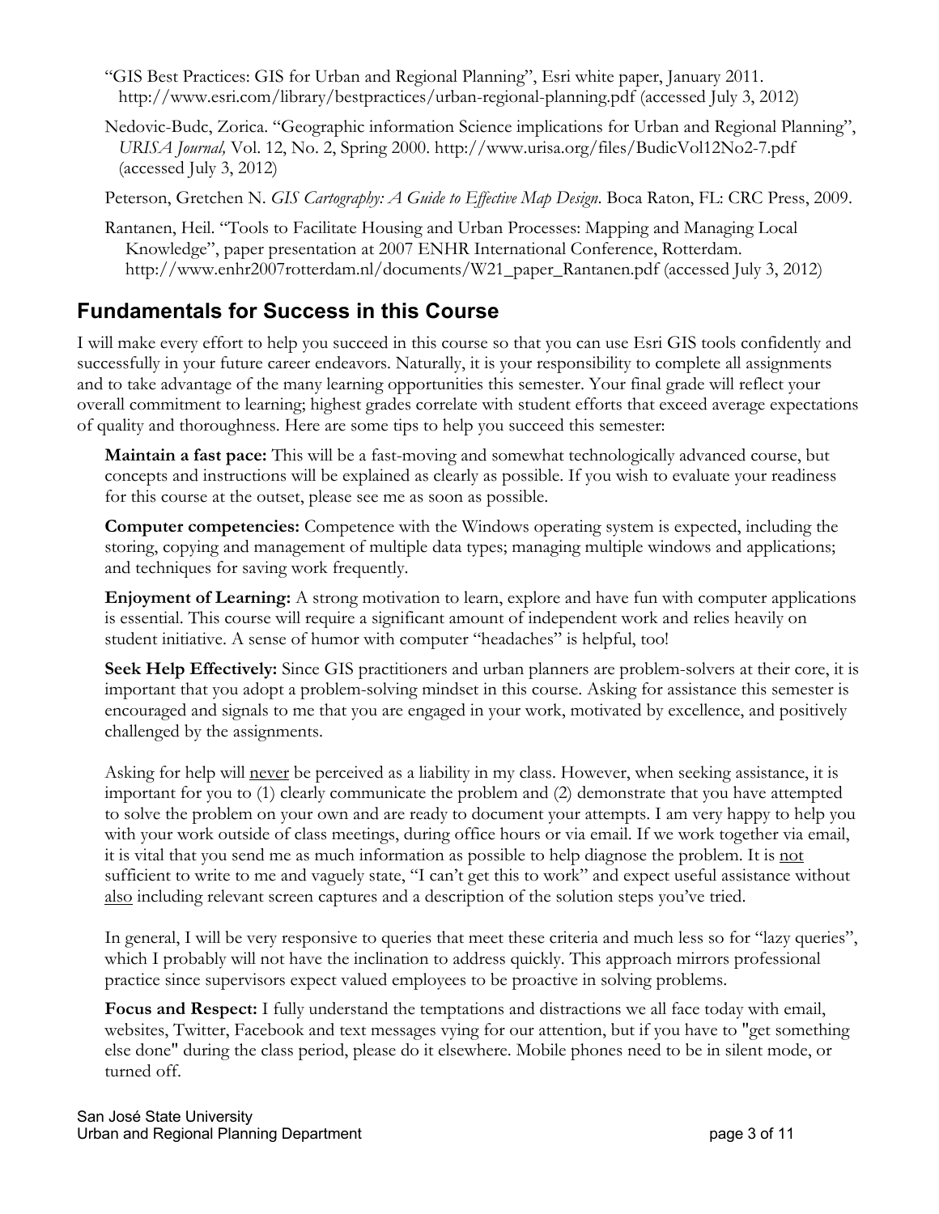"GIS Best Practices: GIS for Urban and Regional Planning", Esri white paper, January 2011. http://www.esri.com/library/bestpractices/urban-regional-planning.pdf (accessed July 3, 2012)

Nedovic-Budc, Zorica. "Geographic information Science implications for Urban and Regional Planning", *URISA Journal,* Vol. 12, No. 2, Spring 2000. http://www.urisa.org/files/BudicVol12No2-7.pdf (accessed July 3, 2012)

Peterson, Gretchen N. *GIS Cartography: A Guide to Effective Map Design*. Boca Raton, FL: CRC Press, 2009.

Rantanen, Heil. "Tools to Facilitate Housing and Urban Processes: Mapping and Managing Local Knowledge", paper presentation at 2007 ENHR International Conference, Rotterdam. http://www.enhr2007rotterdam.nl/documents/W21_paper_Rantanen.pdf (accessed July 3, 2012)

## Fundamentals for Success in this Course

I will make every effort to help you succeed in this course so that you can use Esri GIS tools confidently and successfully in your future career endeavors. Naturally, it is your responsibility to complete all assignments and to take advantage of the many learning opportunities this semester. Your final grade will reflect your overall commitment to learning; highest grades correlate with student efforts that exceed average expectations of quality and thoroughness. Here are some tips to help you succeed this semester:

**Maintain a fast pace:** This will be a fast-moving and somewhat technologically advanced course, but concepts and instructions will be explained as clearly as possible. If you wish to evaluate your readiness for this course at the outset, please see me as soon as possible.

**Computer competencies:** Competence with the Windows operating system is expected, including the storing, copying and management of multiple data types; managing multiple windows and applications; and techniques for saving work frequently.

**Enjoyment of Learning:** A strong motivation to learn, explore and have fun with computer applications is essential. This course will require a significant amount of independent work and relies heavily on student initiative. A sense of humor with computer "headaches" is helpful, too!

**Seek Help Effectively:** Since GIS practitioners and urban planners are problem-solvers at their core, it is important that you adopt a problem-solving mindset in this course. Asking for assistance this semester is encouraged and signals to me that you are engaged in your work, motivated by excellence, and positively challenged by the assignments.

Asking for help will never be perceived as a liability in my class. However, when seeking assistance, it is important for you to (1) clearly communicate the problem and (2) demonstrate that you have attempted to solve the problem on your own and are ready to document your attempts. I am very happy to help you with your work outside of class meetings, during office hours or via email. If we work together via email, it is vital that you send me as much information as possible to help diagnose the problem. It is not sufficient to write to me and vaguely state, "I can't get this to work" and expect useful assistance without also including relevant screen captures and a description of the solution steps you've tried.

In general, I will be very responsive to queries that meet these criteria and much less so for "lazy queries", which I probably will not have the inclination to address quickly. This approach mirrors professional practice since supervisors expect valued employees to be proactive in solving problems.

**Focus and Respect:** I fully understand the temptations and distractions we all face today with email, websites, Twitter, Facebook and text messages vying for our attention, but if you have to "get something else done" during the class period, please do it elsewhere. Mobile phones need to be in silent mode, or turned off.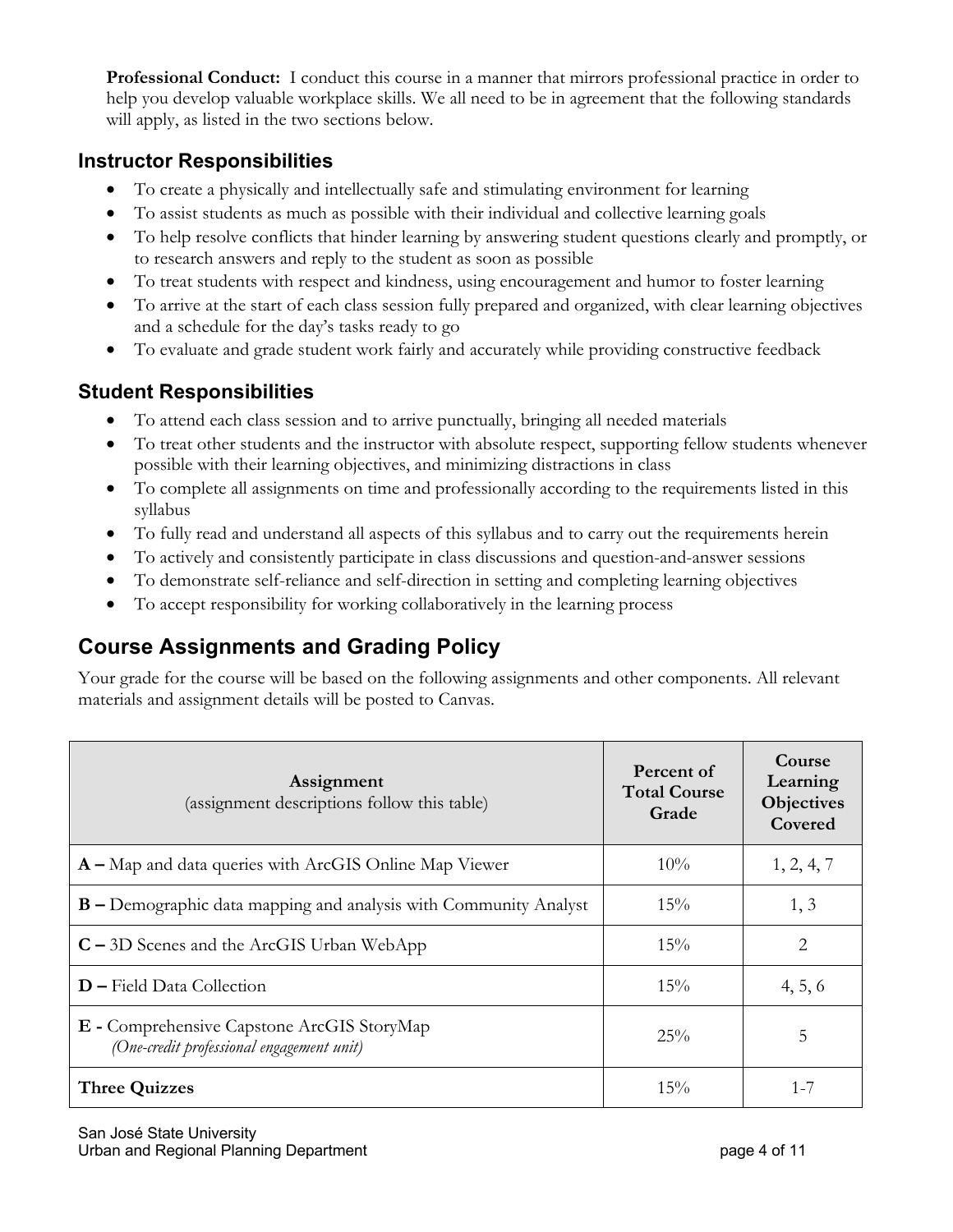**Professional Conduct:** I conduct this course in a manner that mirrors professional practice in order to help you develop valuable workplace skills. We all need to be in agreement that the following standards will apply, as listed in the two sections below.

### Instructor Responsibilities

- To create a physically and intellectually safe and stimulating environment for learning
- To assist students as much as possible with their individual and collective learning goals
- To help resolve conflicts that hinder learning by answering student questions clearly and promptly, or to research answers and reply to the student as soon as possible
- To treat students with respect and kindness, using encouragement and humor to foster learning
- To arrive at the start of each class session fully prepared and organized, with clear learning objectives and a schedule for the day's tasks ready to go
- To evaluate and grade student work fairly and accurately while providing constructive feedback

### Student Responsibilities

- To attend each class session and to arrive punctually, bringing all needed materials
- To treat other students and the instructor with absolute respect, supporting fellow students whenever possible with their learning objectives, and minimizing distractions in class
- To complete all assignments on time and professionally according to the requirements listed in this syllabus
- To fully read and understand all aspects of this syllabus and to carry out the requirements herein
- To actively and consistently participate in class discussions and question-and-answer sessions
- To demonstrate self-reliance and self-direction in setting and completing learning objectives
- To accept responsibility for working collaboratively in the learning process

## Course Assignments and Grading Policy

Your grade for the course will be based on the following assignments and other components. All relevant materials and assignment details will be posted to Canvas.

| **Assignment** (assignment descriptions follow this table) | **Percent of Total Course Grade** | **Course Learning Objectives Covered** |
|---|---|---|
| **A –** Map and data queries with ArcGIS Online Map Viewer | 10% | 1, 2, 4, 7 |
| **B –** Demographic data mapping and analysis with Community Analyst | 15% | 1, 3 |
| **C –** 3D Scenes and the ArcGIS Urban WebApp | 15% | 2 |
| **D –** Field Data Collection | 15% | 4, 5, 6 |
| **E -** Comprehensive Capstone ArcGIS StoryMap *(One-credit professional engagement unit)* | 25% | 5 |
| **Three Quizzes** | 15% | 1-7 |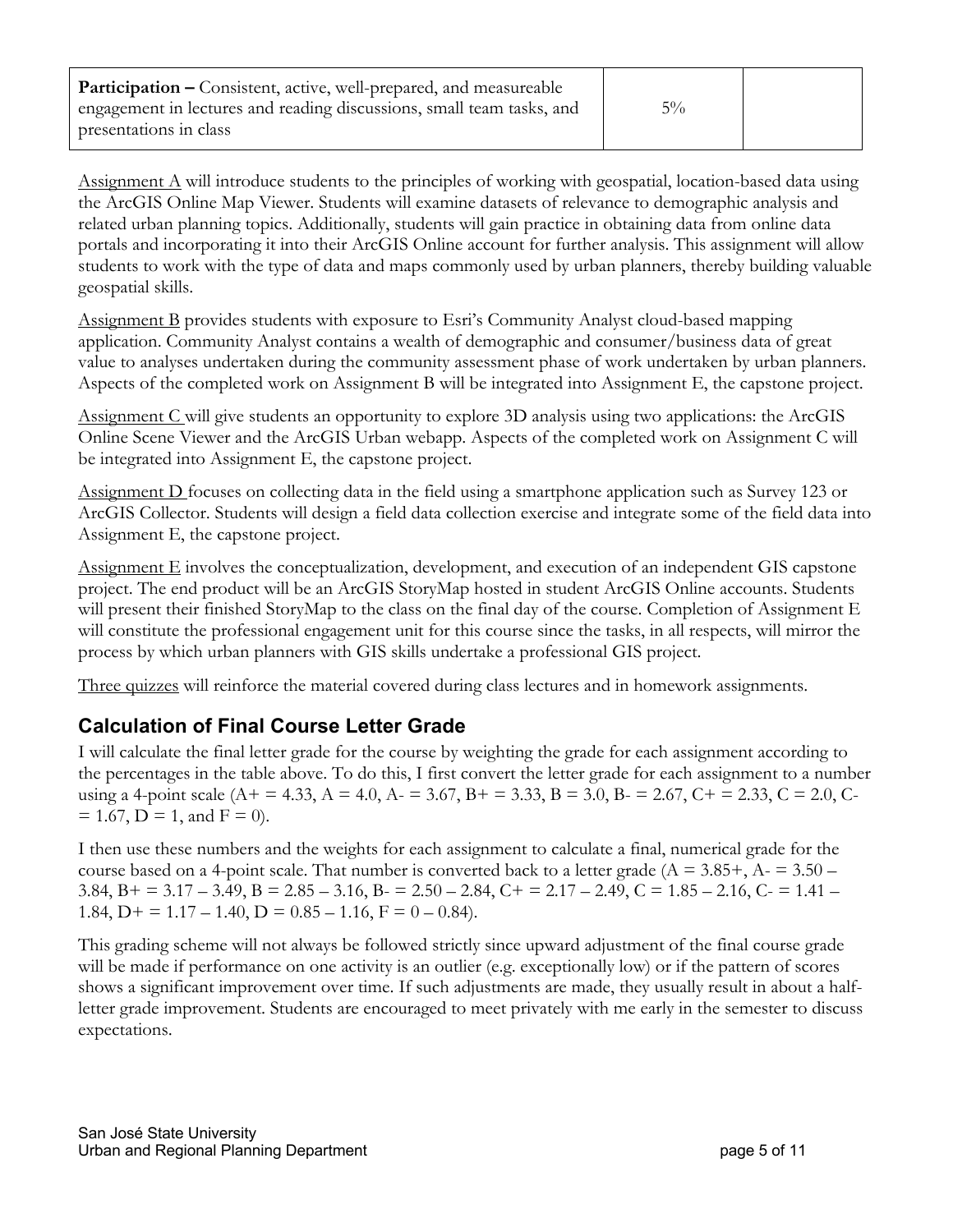| **Participation –** Consistent, active, well-prepared, and measureable engagement in lectures and reading discussions, small team tasks, and presentations in class | 5% | |
|---|---|---|

Assignment A will introduce students to the principles of working with geospatial, location-based data using the ArcGIS Online Map Viewer. Students will examine datasets of relevance to demographic analysis and related urban planning topics. Additionally, students will gain practice in obtaining data from online data portals and incorporating it into their ArcGIS Online account for further analysis. This assignment will allow students to work with the type of data and maps commonly used by urban planners, thereby building valuable geospatial skills.

Assignment B provides students with exposure to Esri's Community Analyst cloud-based mapping application. Community Analyst contains a wealth of demographic and consumer/business data of great value to analyses undertaken during the community assessment phase of work undertaken by urban planners. Aspects of the completed work on Assignment B will be integrated into Assignment E, the capstone project.

Assignment C will give students an opportunity to explore 3D analysis using two applications: the ArcGIS Online Scene Viewer and the ArcGIS Urban webapp. Aspects of the completed work on Assignment C will be integrated into Assignment E, the capstone project.

Assignment D focuses on collecting data in the field using a smartphone application such as Survey 123 or ArcGIS Collector. Students will design a field data collection exercise and integrate some of the field data into Assignment E, the capstone project.

Assignment E involves the conceptualization, development, and execution of an independent GIS capstone project. The end product will be an ArcGIS StoryMap hosted in student ArcGIS Online accounts. Students will present their finished StoryMap to the class on the final day of the course. Completion of Assignment E will constitute the professional engagement unit for this course since the tasks, in all respects, will mirror the process by which urban planners with GIS skills undertake a professional GIS project.

Three quizzes will reinforce the material covered during class lectures and in homework assignments.

## Calculation of Final Course Letter Grade

I will calculate the final letter grade for the course by weighting the grade for each assignment according to the percentages in the table above. To do this, I first convert the letter grade for each assignment to a number using a 4-point scale (A+ = 4.33, A = 4.0, A- = 3.67, B+ = 3.33, B = 3.0, B- = 2.67, C+ = 2.33, C = 2.0, C- = 1.67, D = 1, and F = 0).

I then use these numbers and the weights for each assignment to calculate a final, numerical grade for the course based on a 4-point scale. That number is converted back to a letter grade (A = 3.85+, A- = 3.50 – 3.84, B+ = 3.17 – 3.49, B = 2.85 – 3.16, B- = 2.50 – 2.84, C+ = 2.17 – 2.49, C = 1.85 – 2.16, C- = 1.41 – 1.84, D+ = 1.17 – 1.40, D = 0.85 – 1.16, F = 0 – 0.84).

This grading scheme will not always be followed strictly since upward adjustment of the final course grade will be made if performance on one activity is an outlier (e.g. exceptionally low) or if the pattern of scores shows a significant improvement over time. If such adjustments are made, they usually result in about a half-letter grade improvement. Students are encouraged to meet privately with me early in the semester to discuss expectations.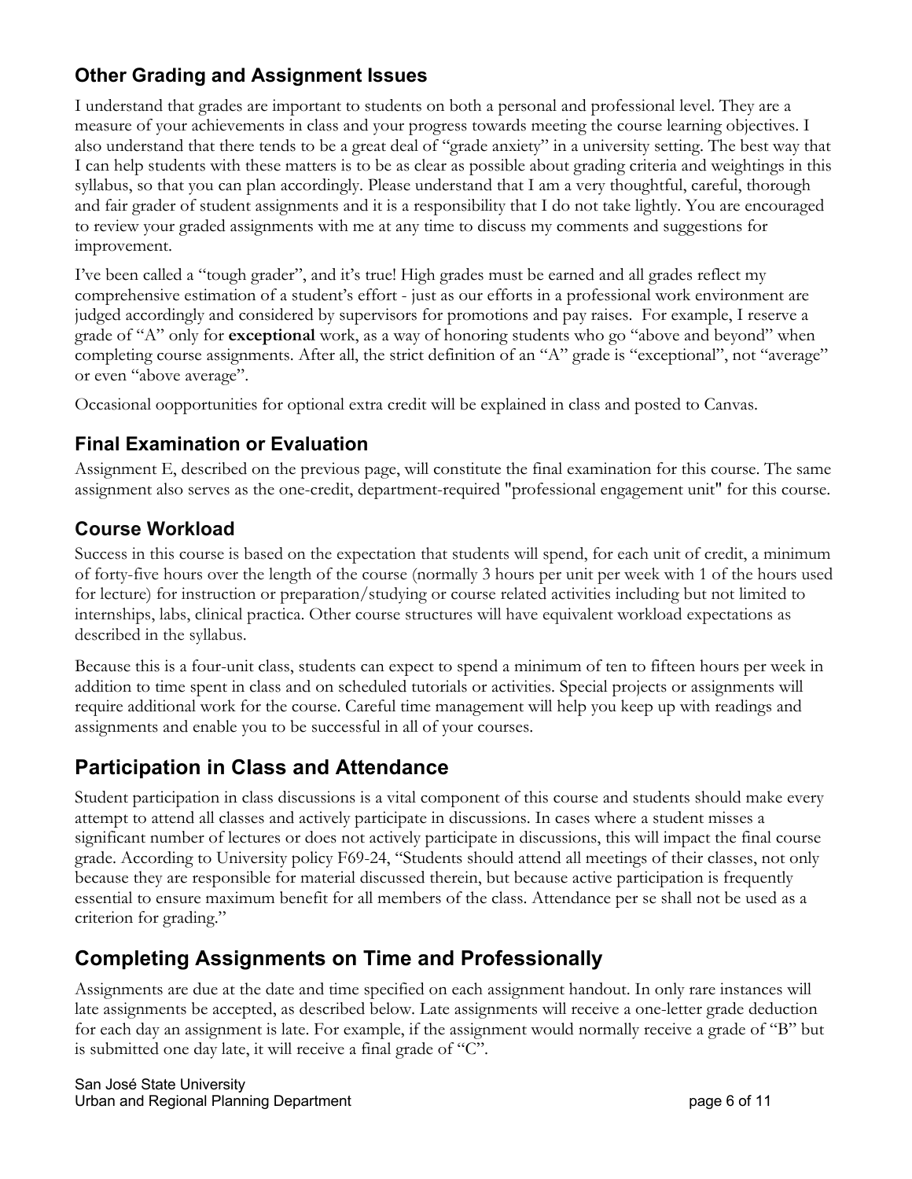### Other Grading and Assignment Issues

I understand that grades are important to students on both a personal and professional level. They are a measure of your achievements in class and your progress towards meeting the course learning objectives. I also understand that there tends to be a great deal of "grade anxiety" in a university setting. The best way that I can help students with these matters is to be as clear as possible about grading criteria and weightings in this syllabus, so that you can plan accordingly. Please understand that I am a very thoughtful, careful, thorough and fair grader of student assignments and it is a responsibility that I do not take lightly. You are encouraged to review your graded assignments with me at any time to discuss my comments and suggestions for improvement.

I've been called a "tough grader", and it's true! High grades must be earned and all grades reflect my comprehensive estimation of a student's effort - just as our efforts in a professional work environment are judged accordingly and considered by supervisors for promotions and pay raises. For example, I reserve a grade of "A" only for **exceptional** work, as a way of honoring students who go "above and beyond" when completing course assignments. After all, the strict definition of an "A" grade is "exceptional", not "average" or even "above average".

Occasional oopportunities for optional extra credit will be explained in class and posted to Canvas.

### Final Examination or Evaluation

Assignment E, described on the previous page, will constitute the final examination for this course. The same assignment also serves as the one-credit, department-required "professional engagement unit" for this course.

### Course Workload

Success in this course is based on the expectation that students will spend, for each unit of credit, a minimum of forty-five hours over the length of the course (normally 3 hours per unit per week with 1 of the hours used for lecture) for instruction or preparation/studying or course related activities including but not limited to internships, labs, clinical practica. Other course structures will have equivalent workload expectations as described in the syllabus.

Because this is a four-unit class, students can expect to spend a minimum of ten to fifteen hours per week in addition to time spent in class and on scheduled tutorials or activities. Special projects or assignments will require additional work for the course. Careful time management will help you keep up with readings and assignments and enable you to be successful in all of your courses.

## Participation in Class and Attendance

Student participation in class discussions is a vital component of this course and students should make every attempt to attend all classes and actively participate in discussions. In cases where a student misses a significant number of lectures or does not actively participate in discussions, this will impact the final course grade. According to University policy F69-24, "Students should attend all meetings of their classes, not only because they are responsible for material discussed therein, but because active participation is frequently essential to ensure maximum benefit for all members of the class. Attendance per se shall not be used as a criterion for grading."

## Completing Assignments on Time and Professionally

Assignments are due at the date and time specified on each assignment handout. In only rare instances will late assignments be accepted, as described below. Late assignments will receive a one-letter grade deduction for each day an assignment is late. For example, if the assignment would normally receive a grade of "B" but is submitted one day late, it will receive a final grade of "C".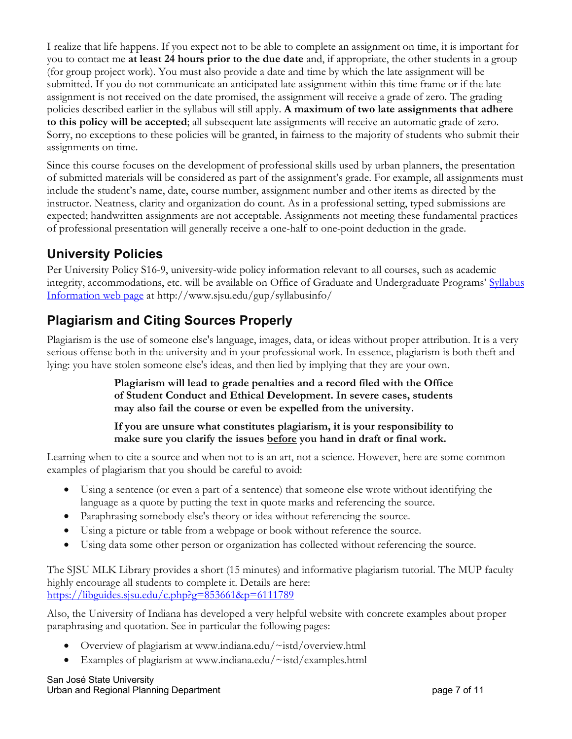I realize that life happens. If you expect not to be able to complete an assignment on time, it is important for you to contact me **at least 24 hours prior to the due date** and, if appropriate, the other students in a group (for group project work). You must also provide a date and time by which the late assignment will be submitted. If you do not communicate an anticipated late assignment within this time frame or if the late assignment is not received on the date promised, the assignment will receive a grade of zero. The grading policies described earlier in the syllabus will still apply. **A maximum of two late assignments that adhere to this policy will be accepted**; all subsequent late assignments will receive an automatic grade of zero. Sorry, no exceptions to these policies will be granted, in fairness to the majority of students who submit their assignments on time.

Since this course focuses on the development of professional skills used by urban planners, the presentation of submitted materials will be considered as part of the assignment's grade. For example, all assignments must include the student's name, date, course number, assignment number and other items as directed by the instructor. Neatness, clarity and organization do count. As in a professional setting, typed submissions are expected; handwritten assignments are not acceptable. Assignments not meeting these fundamental practices of professional presentation will generally receive a one-half to one-point deduction in the grade.

## University Policies

Per University Policy S16-9, university-wide policy information relevant to all courses, such as academic integrity, accommodations, etc. will be available on Office of Graduate and Undergraduate Programs' [Syllabus Information web page](http://www.sjsu.edu/gup/syllabusinfo/) at http://www.sjsu.edu/gup/syllabusinfo/

## Plagiarism and Citing Sources Properly

Plagiarism is the use of someone else's language, images, data, or ideas without proper attribution. It is a very serious offense both in the university and in your professional work. In essence, plagiarism is both theft and lying: you have stolen someone else's ideas, and then lied by implying that they are your own.

> **Plagiarism will lead to grade penalties and a record filed with the Office of Student Conduct and Ethical Development. In severe cases, students may also fail the course or even be expelled from the university.**
>
> **If you are unsure what constitutes plagiarism, it is your responsibility to make sure you clarify the issues <u>before</u> you hand in draft or final work.**

Learning when to cite a source and when not to is an art, not a science. However, here are some common examples of plagiarism that you should be careful to avoid:

- Using a sentence (or even a part of a sentence) that someone else wrote without identifying the language as a quote by putting the text in quote marks and referencing the source.
- Paraphrasing somebody else's theory or idea without referencing the source.
- Using a picture or table from a webpage or book without reference the source.
- Using data some other person or organization has collected without referencing the source.

The SJSU MLK Library provides a short (15 minutes) and informative plagiarism tutorial. The MUP faculty highly encourage all students to complete it. Details are here: [https://libguides.sjsu.edu/c.php?g=853661&p=6111789](https://libguides.sjsu.edu/c.php?g=853661&p=6111789)

Also, the University of Indiana has developed a very helpful website with concrete examples about proper paraphrasing and quotation. See in particular the following pages:

- Overview of plagiarism at www.indiana.edu/~istd/overview.html
- Examples of plagiarism at www.indiana.edu/~istd/examples.html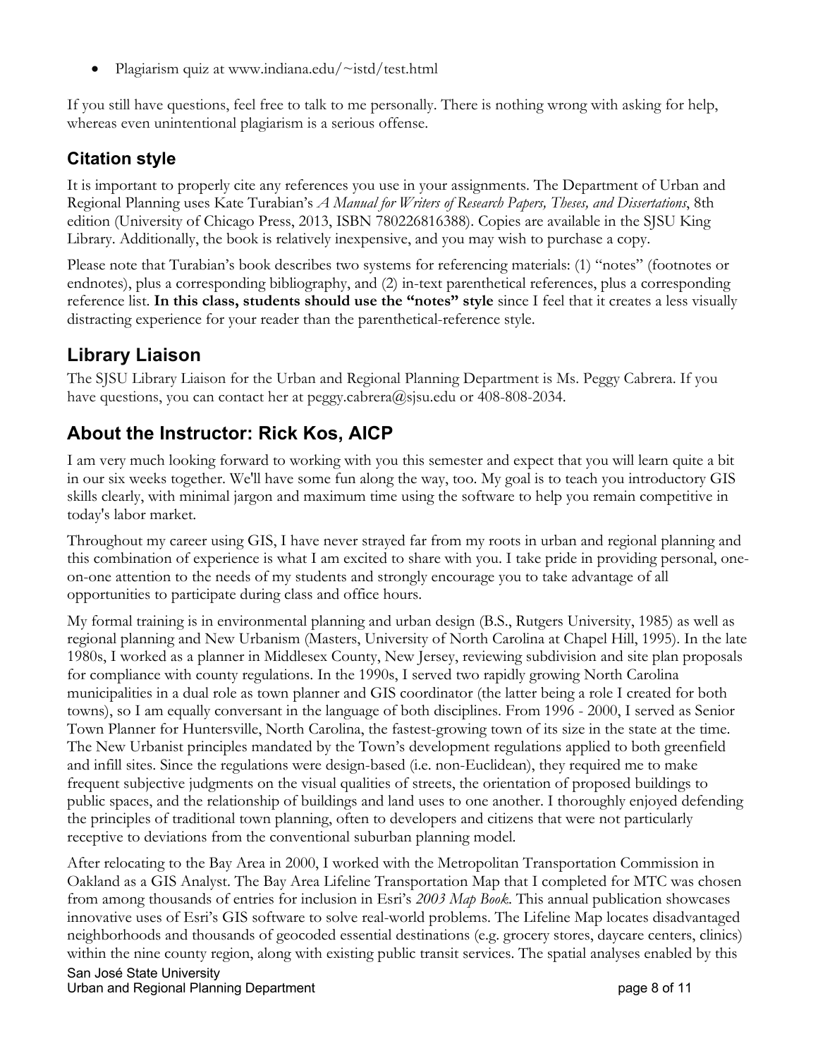- Plagiarism quiz at www.indiana.edu/~istd/test.html

If you still have questions, feel free to talk to me personally. There is nothing wrong with asking for help, whereas even unintentional plagiarism is a serious offense.

## Citation style

It is important to properly cite any references you use in your assignments. The Department of Urban and Regional Planning uses Kate Turabian's *A Manual for Writers of Research Papers, Theses, and Dissertations*, 8th edition (University of Chicago Press, 2013, ISBN 780226816388). Copies are available in the SJSU King Library. Additionally, the book is relatively inexpensive, and you may wish to purchase a copy.

Please note that Turabian's book describes two systems for referencing materials: (1) "notes" (footnotes or endnotes), plus a corresponding bibliography, and (2) in-text parenthetical references, plus a corresponding reference list. **In this class, students should use the "notes" style** since I feel that it creates a less visually distracting experience for your reader than the parenthetical-reference style.

## Library Liaison

The SJSU Library Liaison for the Urban and Regional Planning Department is Ms. Peggy Cabrera. If you have questions, you can contact her at peggy.cabrera@sjsu.edu or 408-808-2034.

## About the Instructor: Rick Kos, AICP

I am very much looking forward to working with you this semester and expect that you will learn quite a bit in our six weeks together. We'll have some fun along the way, too. My goal is to teach you introductory GIS skills clearly, with minimal jargon and maximum time using the software to help you remain competitive in today's labor market.

Throughout my career using GIS, I have never strayed far from my roots in urban and regional planning and this combination of experience is what I am excited to share with you. I take pride in providing personal, one-on-one attention to the needs of my students and strongly encourage you to take advantage of all opportunities to participate during class and office hours.

My formal training is in environmental planning and urban design (B.S., Rutgers University, 1985) as well as regional planning and New Urbanism (Masters, University of North Carolina at Chapel Hill, 1995). In the late 1980s, I worked as a planner in Middlesex County, New Jersey, reviewing subdivision and site plan proposals for compliance with county regulations. In the 1990s, I served two rapidly growing North Carolina municipalities in a dual role as town planner and GIS coordinator (the latter being a role I created for both towns), so I am equally conversant in the language of both disciplines. From 1996 - 2000, I served as Senior Town Planner for Huntersville, North Carolina, the fastest-growing town of its size in the state at the time. The New Urbanist principles mandated by the Town's development regulations applied to both greenfield and infill sites. Since the regulations were design-based (i.e. non-Euclidean), they required me to make frequent subjective judgments on the visual qualities of streets, the orientation of proposed buildings to public spaces, and the relationship of buildings and land uses to one another. I thoroughly enjoyed defending the principles of traditional town planning, often to developers and citizens that were not particularly receptive to deviations from the conventional suburban planning model.

After relocating to the Bay Area in 2000, I worked with the Metropolitan Transportation Commission in Oakland as a GIS Analyst. The Bay Area Lifeline Transportation Map that I completed for MTC was chosen from among thousands of entries for inclusion in Esri's *2003 Map Book*. This annual publication showcases innovative uses of Esri's GIS software to solve real-world problems. The Lifeline Map locates disadvantaged neighborhoods and thousands of geocoded essential destinations (e.g. grocery stores, daycare centers, clinics) within the nine county region, along with existing public transit services. The spatial analyses enabled by this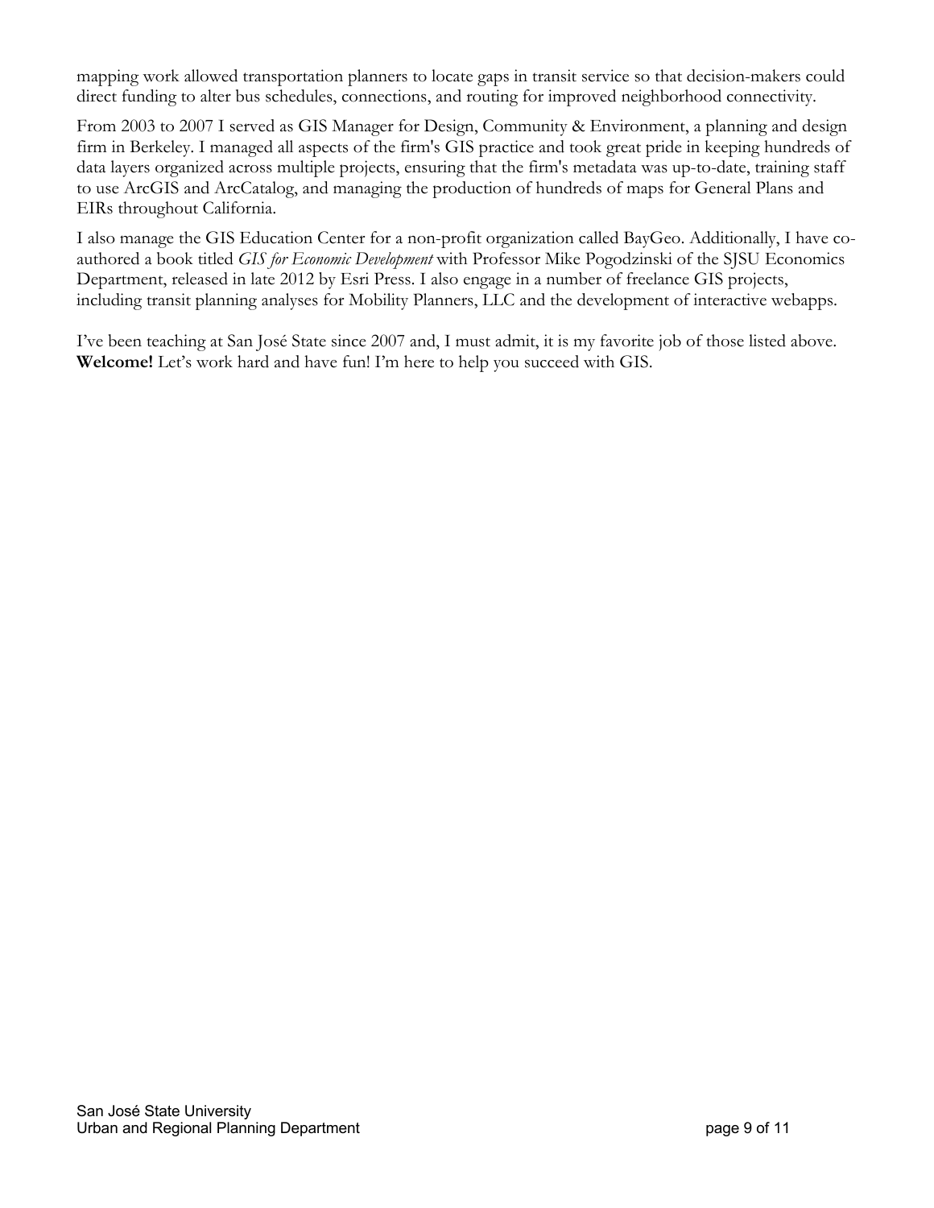mapping work allowed transportation planners to locate gaps in transit service so that decision-makers could direct funding to alter bus schedules, connections, and routing for improved neighborhood connectivity.

From 2003 to 2007 I served as GIS Manager for Design, Community & Environment, a planning and design firm in Berkeley. I managed all aspects of the firm's GIS practice and took great pride in keeping hundreds of data layers organized across multiple projects, ensuring that the firm's metadata was up-to-date, training staff to use ArcGIS and ArcCatalog, and managing the production of hundreds of maps for General Plans and EIRs throughout California.

I also manage the GIS Education Center for a non-profit organization called BayGeo. Additionally, I have co-authored a book titled *GIS for Economic Development* with Professor Mike Pogodzinski of the SJSU Economics Department, released in late 2012 by Esri Press. I also engage in a number of freelance GIS projects, including transit planning analyses for Mobility Planners, LLC and the development of interactive webapps.

I've been teaching at San José State since 2007 and, I must admit, it is my favorite job of those listed above. **Welcome!** Let's work hard and have fun! I'm here to help you succeed with GIS.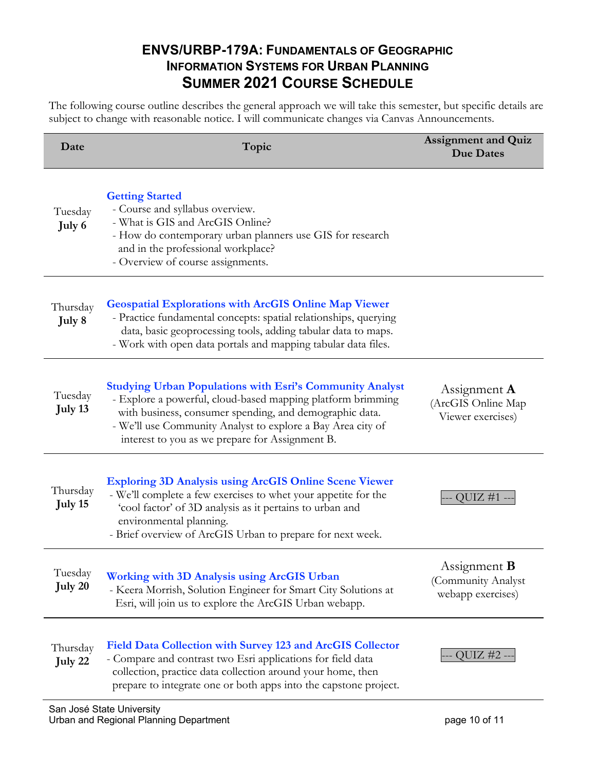# ENVS/URBP-179A: Fundamentals of Geographic Information Systems for Urban Planning

## Summer 2021 Course Schedule

The following course outline describes the general approach we will take this semester, but specific details are subject to change with reasonable notice. I will communicate changes via Canvas Announcements.

| Date | Topic | Assignment and Quiz Due Dates |
|---|---|---|
| Tuesday **July 6** | **Getting Started**<br>- Course and syllabus overview.<br>- What is GIS and ArcGIS Online?<br>- How do contemporary urban planners use GIS for research and in the professional workplace?<br>- Overview of course assignments. | |
| Thursday **July 8** | **Geospatial Explorations with ArcGIS Online Map Viewer**<br>- Practice fundamental concepts: spatial relationships, querying data, basic geoprocessing tools, adding tabular data to maps.<br>- Work with open data portals and mapping tabular data files. | |
| Tuesday **July 13** | **Studying Urban Populations with Esri's Community Analyst**<br>- Explore a powerful, cloud-based mapping platform brimming with business, consumer spending, and demographic data.<br>- We'll use Community Analyst to explore a Bay Area city of interest to you as we prepare for Assignment B. | Assignment **A** (ArcGIS Online Map Viewer exercises) |
| Thursday **July 15** | **Exploring 3D Analysis using ArcGIS Online Scene Viewer**<br>- We'll complete a few exercises to whet your appetite for the 'cool factor' of 3D analysis as it pertains to urban and environmental planning.<br>- Brief overview of ArcGIS Urban to prepare for next week. | --- QUIZ #1 --- |
| Tuesday **July 20** | **Working with 3D Analysis using ArcGIS Urban**<br>- Keera Morrish, Solution Engineer for Smart City Solutions at Esri, will join us to explore the ArcGIS Urban webapp. | Assignment **B** (Community Analyst webapp exercises) |
| Thursday **July 22** | **Field Data Collection with Survey 123 and ArcGIS Collector**<br>- Compare and contrast two Esri applications for field data collection, practice data collection around your home, then prepare to integrate one or both apps into the capstone project. | --- QUIZ #2 --- |

San José State University
Urban and Regional Planning Department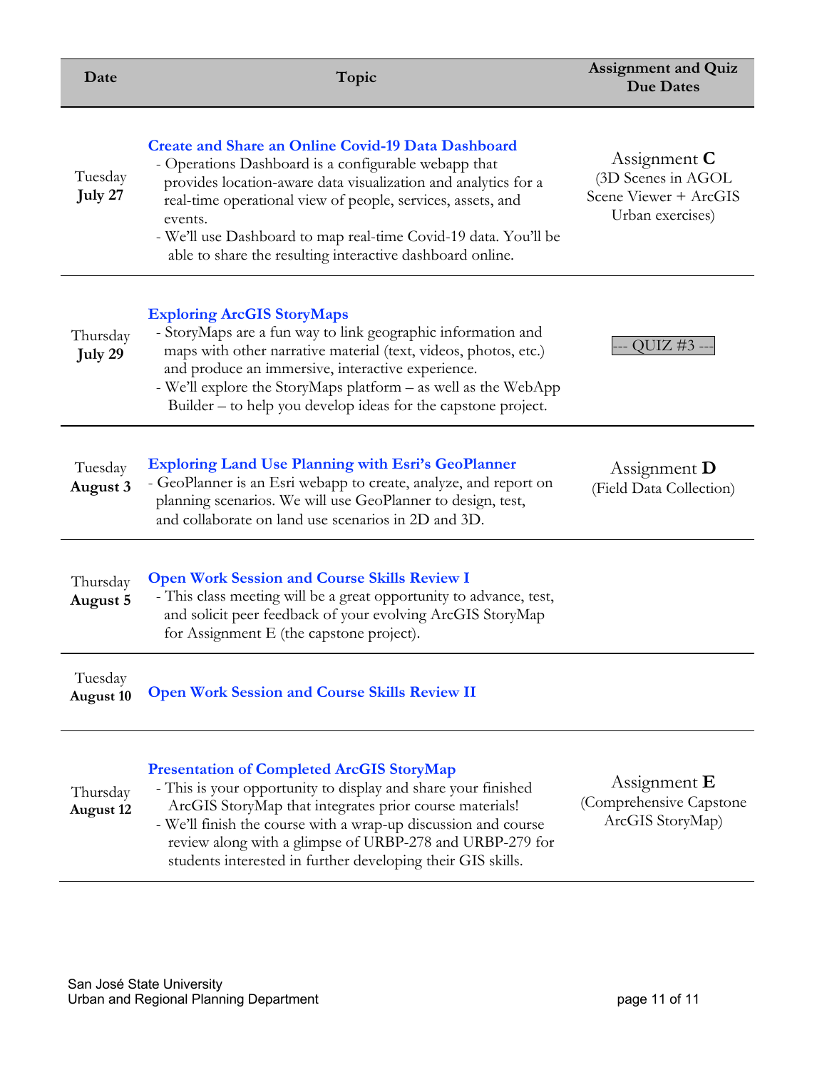| Date | Topic | Assignment and Quiz Due Dates |
|---|---|---|
| Tuesday **July 27** | **Create and Share an Online Covid-19 Data Dashboard**<br>- Operations Dashboard is a configurable webapp that provides location-aware data visualization and analytics for a real-time operational view of people, services, assets, and events.<br>- We'll use Dashboard to map real-time Covid-19 data. You'll be able to share the resulting interactive dashboard online. | Assignment **C**<br>(3D Scenes in AGOL Scene Viewer + ArcGIS Urban exercises) |
| Thursday **July 29** | **Exploring ArcGIS StoryMaps**<br>- StoryMaps are a fun way to link geographic information and maps with other narrative material (text, videos, photos, etc.) and produce an immersive, interactive experience.<br>- We'll explore the StoryMaps platform – as well as the WebApp Builder – to help you develop ideas for the capstone project. | --- QUIZ #3 --- |
| Tuesday **August 3** | **Exploring Land Use Planning with Esri's GeoPlanner**<br>- GeoPlanner is an Esri webapp to create, analyze, and report on planning scenarios. We will use GeoPlanner to design, test, and collaborate on land use scenarios in 2D and 3D. | Assignment **D**<br>(Field Data Collection) |
| Thursday **August 5** | **Open Work Session and Course Skills Review I**<br>- This class meeting will be a great opportunity to advance, test, and solicit peer feedback of your evolving ArcGIS StoryMap for Assignment E (the capstone project). | |
| Tuesday **August 10** | **Open Work Session and Course Skills Review II** | |
| Thursday **August 12** | **Presentation of Completed ArcGIS StoryMap**<br>- This is your opportunity to display and share your finished ArcGIS StoryMap that integrates prior course materials!<br>- We'll finish the course with a wrap-up discussion and course review along with a glimpse of URBP-278 and URBP-279 for students interested in further developing their GIS skills. | Assignment **E**<br>(Comprehensive Capstone ArcGIS StoryMap) |